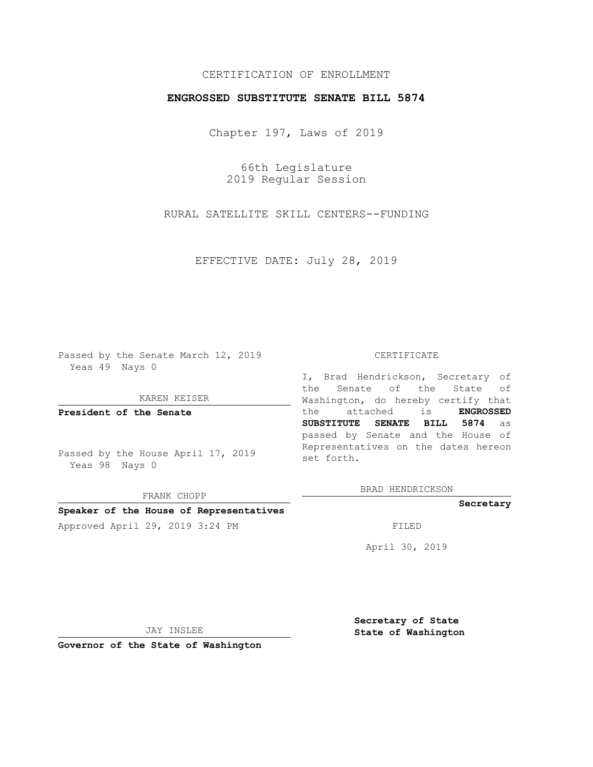CERTIFICATION OF ENROLLMENT

**ENGROSSED SUBSTITUTE SENATE BILL 5874**

Chapter 197, Laws of 2019

66th Legislature
2019 Regular Session

RURAL SATELLITE SKILL CENTERS--FUNDING

EFFECTIVE DATE: July 28, 2019

Passed by the Senate March 12, 2019
Yeas 49 Nays 0

KAREN KEISER

**President of the Senate**

Passed by the House April 17, 2019
Yeas 98 Nays 0

FRANK CHOPP

**Speaker of the House of Representatives**

Approved April 29, 2019 3:24 PM

JAY INSLEE

**Governor of the State of Washington**

CERTIFICATE

I, Brad Hendrickson, Secretary of the Senate of the State of Washington, do hereby certify that the attached is **ENGROSSED SUBSTITUTE SENATE BILL 5874** as passed by Senate and the House of Representatives on the dates hereon set forth.

BRAD HENDRICKSON

**Secretary**

FILED

April 30, 2019

**Secretary of State**
**State of Washington**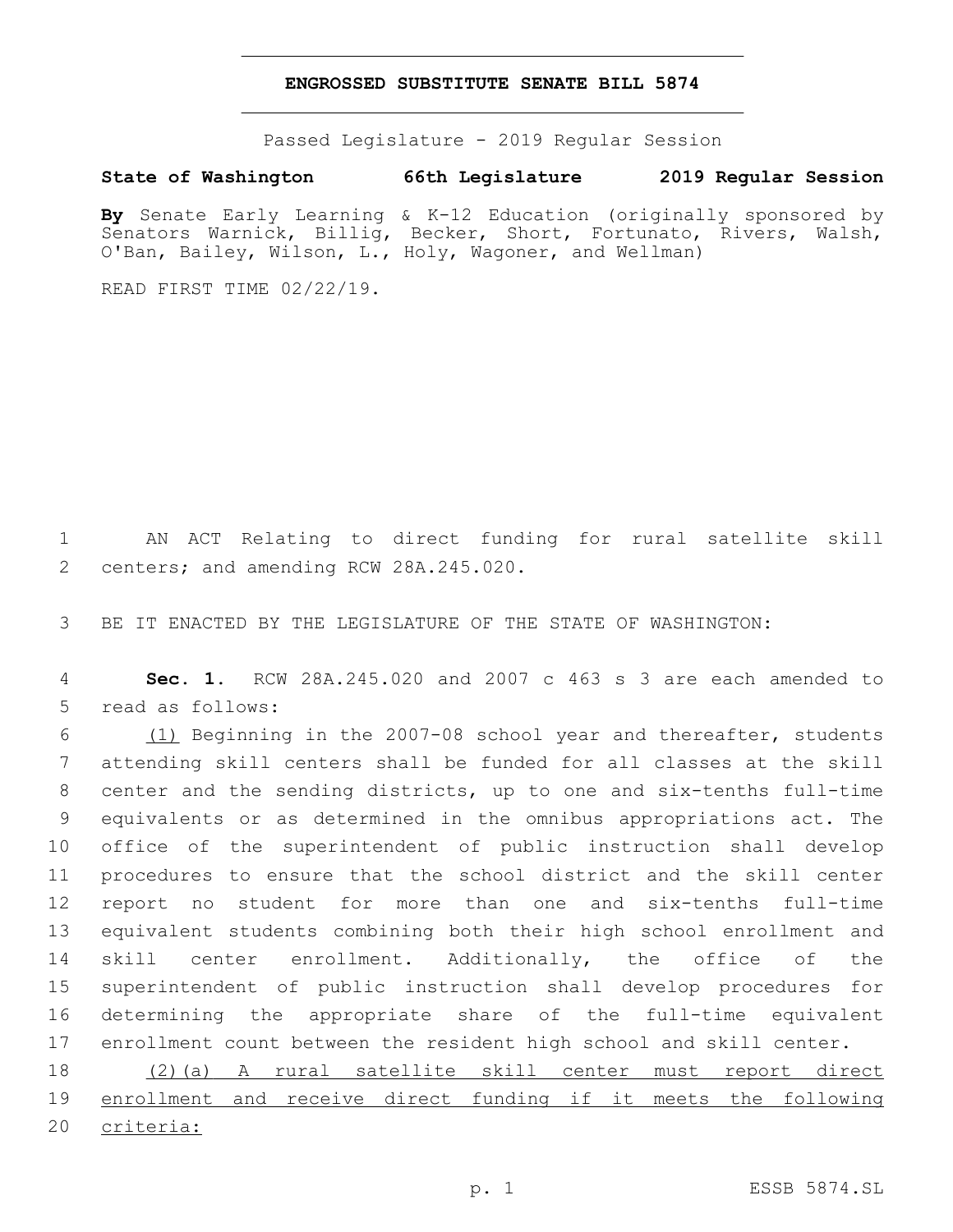# ENGROSSED SUBSTITUTE SENATE BILL 5874

Passed Legislature - 2019 Regular Session

**State of Washington 66th Legislature 2019 Regular Session**

**By** Senate Early Learning & K-12 Education (originally sponsored by Senators Warnick, Billig, Becker, Short, Fortunato, Rivers, Walsh, O'Ban, Bailey, Wilson, L., Holy, Wagoner, and Wellman)

READ FIRST TIME 02/22/19.

AN ACT Relating to direct funding for rural satellite skill centers; and amending RCW 28A.245.020.

BE IT ENACTED BY THE LEGISLATURE OF THE STATE OF WASHINGTON:

**Sec. 1.** RCW 28A.245.020 and 2007 c 463 s 3 are each amended to read as follows:

(1) Beginning in the 2007-08 school year and thereafter, students attending skill centers shall be funded for all classes at the skill center and the sending districts, up to one and six-tenths full-time equivalents or as determined in the omnibus appropriations act. The office of the superintendent of public instruction shall develop procedures to ensure that the school district and the skill center report no student for more than one and six-tenths full-time equivalent students combining both their high school enrollment and skill center enrollment. Additionally, the office of the superintendent of public instruction shall develop procedures for determining the appropriate share of the full-time equivalent enrollment count between the resident high school and skill center.

(2)(a) A rural satellite skill center must report direct enrollment and receive direct funding if it meets the following criteria: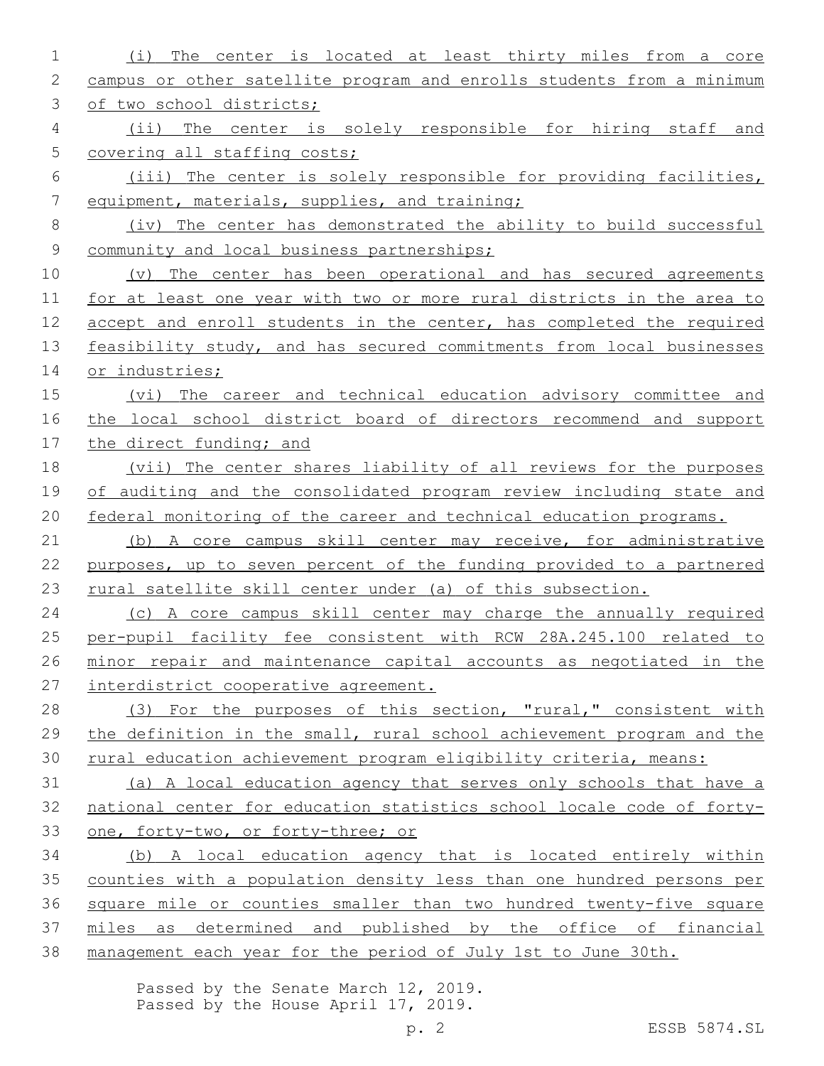(i) The center is located at least thirty miles from a core campus or other satellite program and enrolls students from a minimum of two school districts;

(ii) The center is solely responsible for hiring staff and covering all staffing costs;

(iii) The center is solely responsible for providing facilities, equipment, materials, supplies, and training;

(iv) The center has demonstrated the ability to build successful community and local business partnerships;

(v) The center has been operational and has secured agreements for at least one year with two or more rural districts in the area to accept and enroll students in the center, has completed the required feasibility study, and has secured commitments from local businesses or industries;

(vi) The career and technical education advisory committee and the local school district board of directors recommend and support the direct funding; and

(vii) The center shares liability of all reviews for the purposes of auditing and the consolidated program review including state and federal monitoring of the career and technical education programs.

(b) A core campus skill center may receive, for administrative purposes, up to seven percent of the funding provided to a partnered rural satellite skill center under (a) of this subsection.

(c) A core campus skill center may charge the annually required per-pupil facility fee consistent with RCW 28A.245.100 related to minor repair and maintenance capital accounts as negotiated in the interdistrict cooperative agreement.

(3) For the purposes of this section, "rural," consistent with the definition in the small, rural school achievement program and the rural education achievement program eligibility criteria, means:

(a) A local education agency that serves only schools that have a national center for education statistics school locale code of forty-one, forty-two, or forty-three; or

(b) A local education agency that is located entirely within counties with a population density less than one hundred persons per square mile or counties smaller than two hundred twenty-five square miles as determined and published by the office of financial management each year for the period of July 1st to June 30th.

Passed by the Senate March 12, 2019.
Passed by the House April 17, 2019.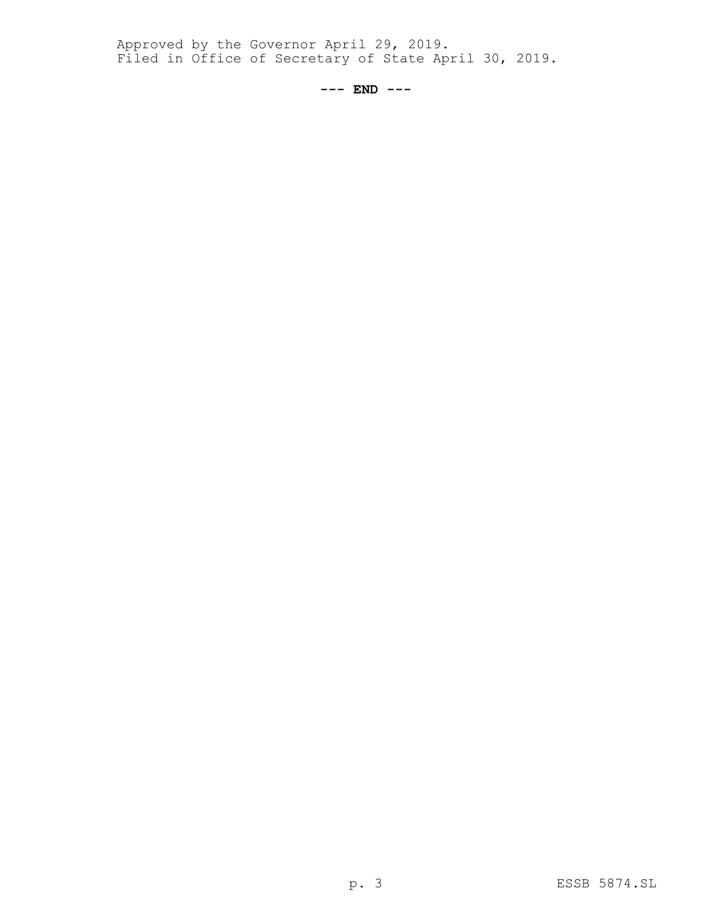Approved by the Governor April 29, 2019.
Filed in Office of Secretary of State April 30, 2019.

**--- END ---**